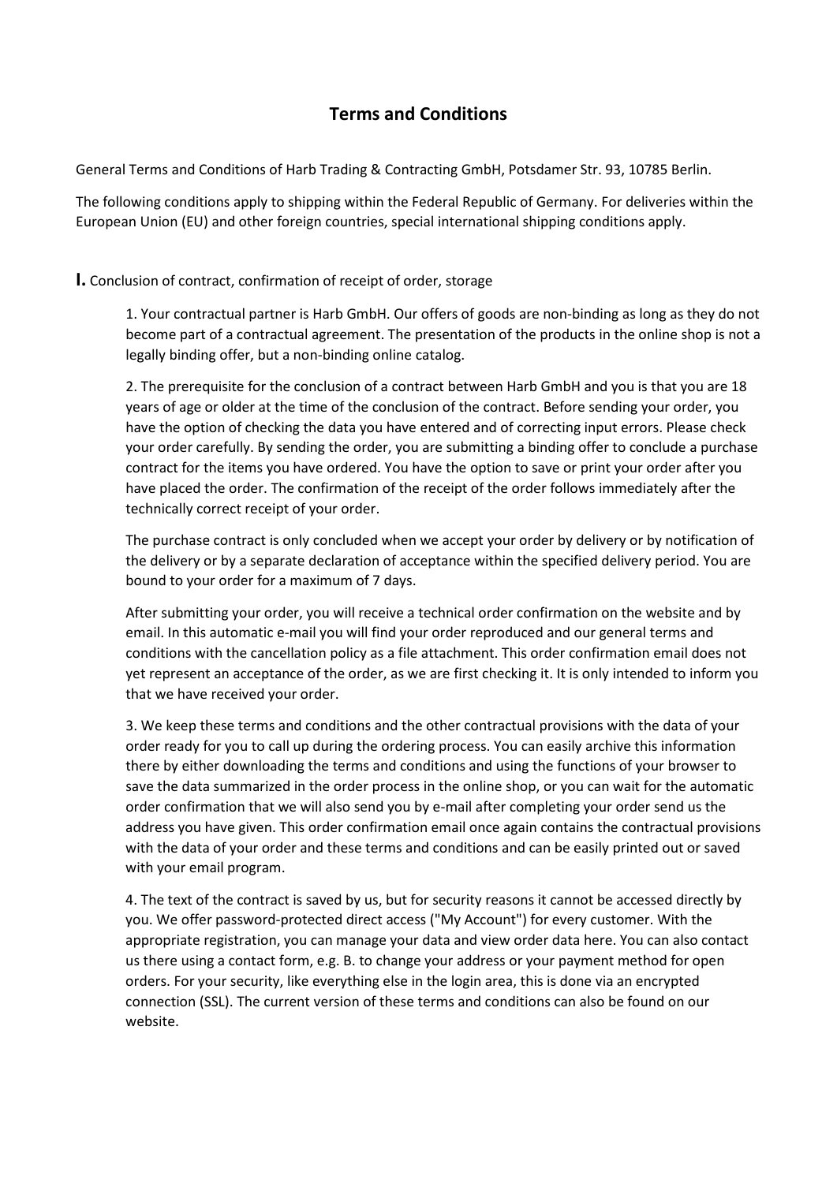# Terms and Conditions

General Terms and Conditions of Harb Trading & Contracting GmbH, Potsdamer Str. 93, 10785 Berlin.

The following conditions apply to shipping within the Federal Republic of Germany. For deliveries within the European Union (EU) and other foreign countries, special international shipping conditions apply.

## **I.** Conclusion of contract, confirmation of receipt of order, storage

1. Your contractual partner is Harb GmbH. Our offers of goods are non-binding as long as they do not become part of a contractual agreement. The presentation of the products in the online shop is not a legally binding offer, but a non-binding online catalog.

2. The prerequisite for the conclusion of a contract between Harb GmbH and you is that you are 18 years of age or older at the time of the conclusion of the contract. Before sending your order, you have the option of checking the data you have entered and of correcting input errors. Please check your order carefully. By sending the order, you are submitting a binding offer to conclude a purchase contract for the items you have ordered. You have the option to save or print your order after you have placed the order. The confirmation of the receipt of the order follows immediately after the technically correct receipt of your order.

   The purchase contract is only concluded when we accept your order by delivery or by notification of the delivery or by a separate declaration of acceptance within the specified delivery period. You are bound to your order for a maximum of 7 days.

   After submitting your order, you will receive a technical order confirmation on the website and by email. In this automatic e-mail you will find your order reproduced and our general terms and conditions with the cancellation policy as a file attachment. This order confirmation email does not yet represent an acceptance of the order, as we are first checking it. It is only intended to inform you that we have received your order.

3. We keep these terms and conditions and the other contractual provisions with the data of your order ready for you to call up during the ordering process. You can easily archive this information there by either downloading the terms and conditions and using the functions of your browser to save the data summarized in the order process in the online shop, or you can wait for the automatic order confirmation that we will also send you by e-mail after completing your order send us the address you have given. This order confirmation email once again contains the contractual provisions with the data of your order and these terms and conditions and can be easily printed out or saved with your email program.

4. The text of the contract is saved by us, but for security reasons it cannot be accessed directly by you. We offer password-protected direct access ("My Account") for every customer. With the appropriate registration, you can manage your data and view order data here. You can also contact us there using a contact form, e.g. B. to change your address or your payment method for open orders. For your security, like everything else in the login area, this is done via an encrypted connection (SSL). The current version of these terms and conditions can also be found on our website.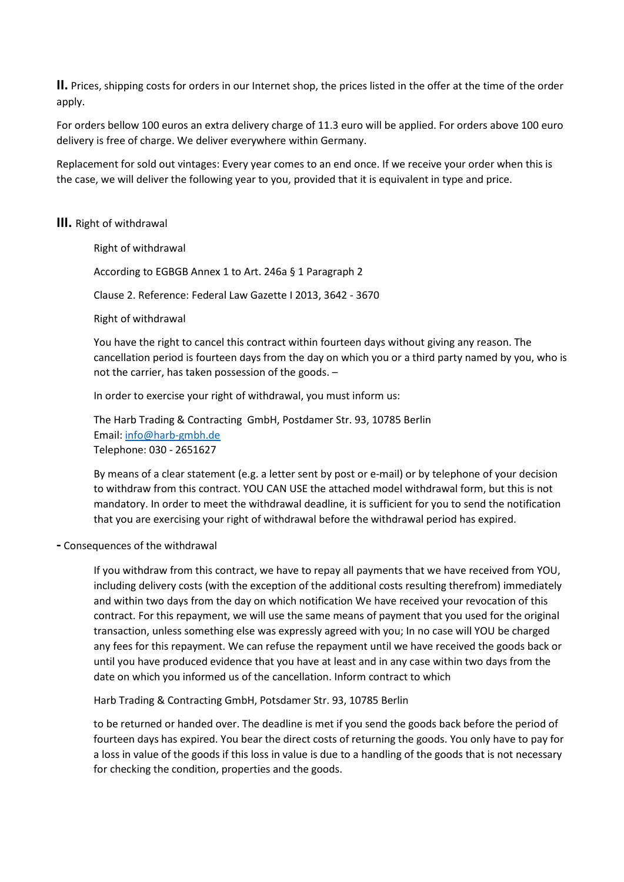**II.** Prices, shipping costs for orders in our Internet shop, the prices listed in the offer at the time of the order apply.

For orders bellow 100 euros an extra delivery charge of 11.3 euro will be applied. For orders above 100 euro delivery is free of charge. We deliver everywhere within Germany.

Replacement for sold out vintages: Every year comes to an end once. If we receive your order when this is the case, we will deliver the following year to you, provided that it is equivalent in type and price.

**III.** Right of withdrawal

Right of withdrawal

According to EGBGB Annex 1 to Art. 246a § 1 Paragraph 2

Clause 2. Reference: Federal Law Gazette I 2013, 3642 - 3670

Right of withdrawal

You have the right to cancel this contract within fourteen days without giving any reason. The cancellation period is fourteen days from the day on which you or a third party named by you, who is not the carrier, has taken possession of the goods. –

In order to exercise your right of withdrawal, you must inform us:

The Harb Trading & Contracting GmbH, Postdamer Str. 93, 10785 Berlin
Email: [info@harb-gmbh.de](mailto:info@harb-gmbh.de)
Telephone: 030 - 2651627

By means of a clear statement (e.g. a letter sent by post or e-mail) or by telephone of your decision to withdraw from this contract. YOU CAN USE the attached model withdrawal form, but this is not mandatory. In order to meet the withdrawal deadline, it is sufficient for you to send the notification that you are exercising your right of withdrawal before the withdrawal period has expired.

**-** Consequences of the withdrawal

If you withdraw from this contract, we have to repay all payments that we have received from YOU, including delivery costs (with the exception of the additional costs resulting therefrom) immediately and within two days from the day on which notification We have received your revocation of this contract. For this repayment, we will use the same means of payment that you used for the original transaction, unless something else was expressly agreed with you; In no case will YOU be charged any fees for this repayment. We can refuse the repayment until we have received the goods back or until you have produced evidence that you have at least and in any case within two days from the date on which you informed us of the cancellation. Inform contract to which

Harb Trading & Contracting GmbH, Potsdamer Str. 93, 10785 Berlin

to be returned or handed over. The deadline is met if you send the goods back before the period of fourteen days has expired. You bear the direct costs of returning the goods. You only have to pay for a loss in value of the goods if this loss in value is due to a handling of the goods that is not necessary for checking the condition, properties and the goods.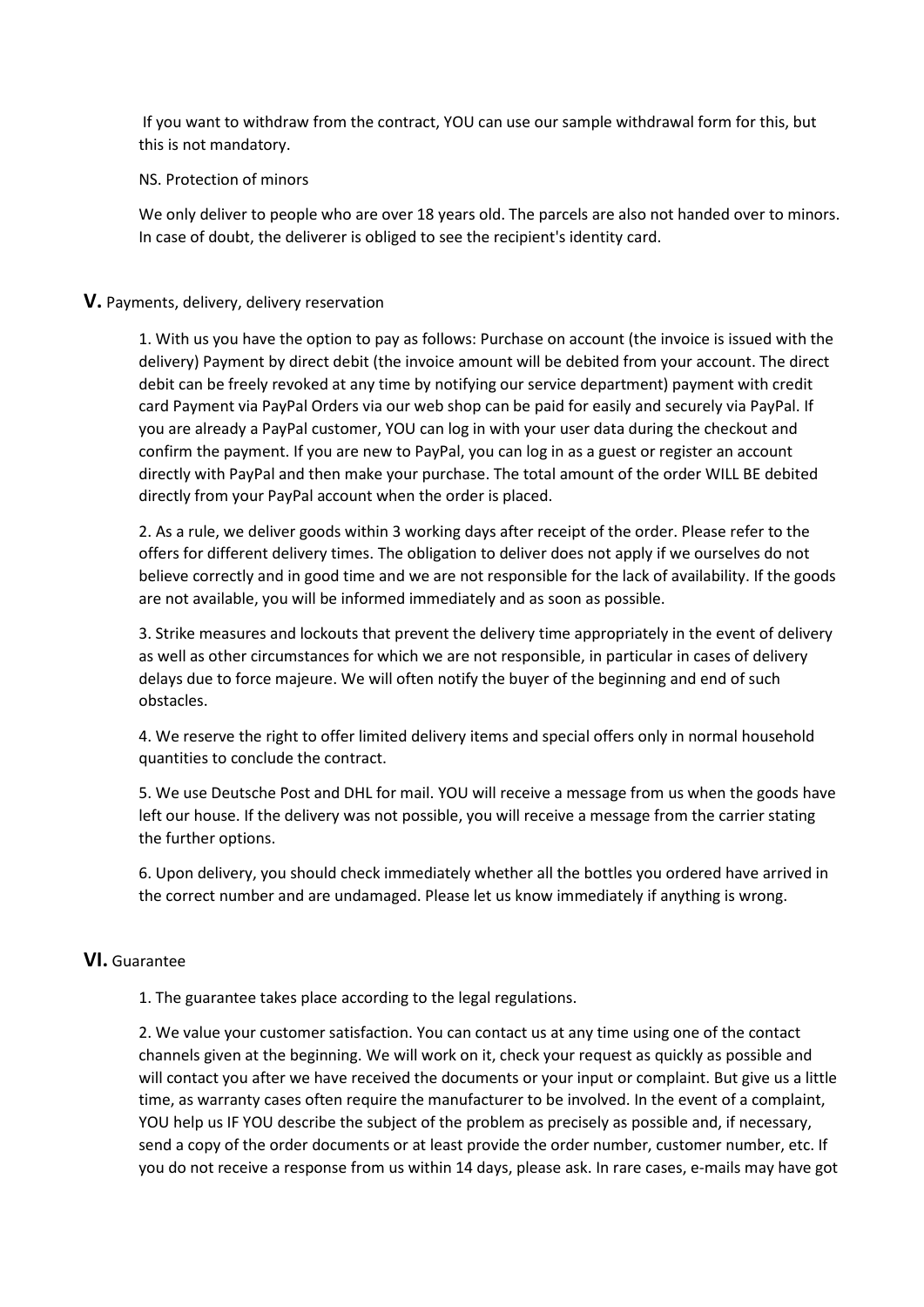If you want to withdraw from the contract, YOU can use our sample withdrawal form for this, but this is not mandatory.

NS. Protection of minors

We only deliver to people who are over 18 years old. The parcels are also not handed over to minors. In case of doubt, the deliverer is obliged to see the recipient's identity card.

## V. Payments, delivery, delivery reservation

1. With us you have the option to pay as follows: Purchase on account (the invoice is issued with the delivery) Payment by direct debit (the invoice amount will be debited from your account. The direct debit can be freely revoked at any time by notifying our service department) payment with credit card Payment via PayPal Orders via our web shop can be paid for easily and securely via PayPal. If you are already a PayPal customer, YOU can log in with your user data during the checkout and confirm the payment. If you are new to PayPal, you can log in as a guest or register an account directly with PayPal and then make your purchase. The total amount of the order WILL BE debited directly from your PayPal account when the order is placed.

2. As a rule, we deliver goods within 3 working days after receipt of the order. Please refer to the offers for different delivery times. The obligation to deliver does not apply if we ourselves do not believe correctly and in good time and we are not responsible for the lack of availability. If the goods are not available, you will be informed immediately and as soon as possible.

3. Strike measures and lockouts that prevent the delivery time appropriately in the event of delivery as well as other circumstances for which we are not responsible, in particular in cases of delivery delays due to force majeure. We will often notify the buyer of the beginning and end of such obstacles.

4. We reserve the right to offer limited delivery items and special offers only in normal household quantities to conclude the contract.

5. We use Deutsche Post and DHL for mail. YOU will receive a message from us when the goods have left our house. If the delivery was not possible, you will receive a message from the carrier stating the further options.

6. Upon delivery, you should check immediately whether all the bottles you ordered have arrived in the correct number and are undamaged. Please let us know immediately if anything is wrong.

## VI. Guarantee

1. The guarantee takes place according to the legal regulations.

2. We value your customer satisfaction. You can contact us at any time using one of the contact channels given at the beginning. We will work on it, check your request as quickly as possible and will contact you after we have received the documents or your input or complaint. But give us a little time, as warranty cases often require the manufacturer to be involved. In the event of a complaint, YOU help us IF YOU describe the subject of the problem as precisely as possible and, if necessary, send a copy of the order documents or at least provide the order number, customer number, etc. If you do not receive a response from us within 14 days, please ask. In rare cases, e-mails may have got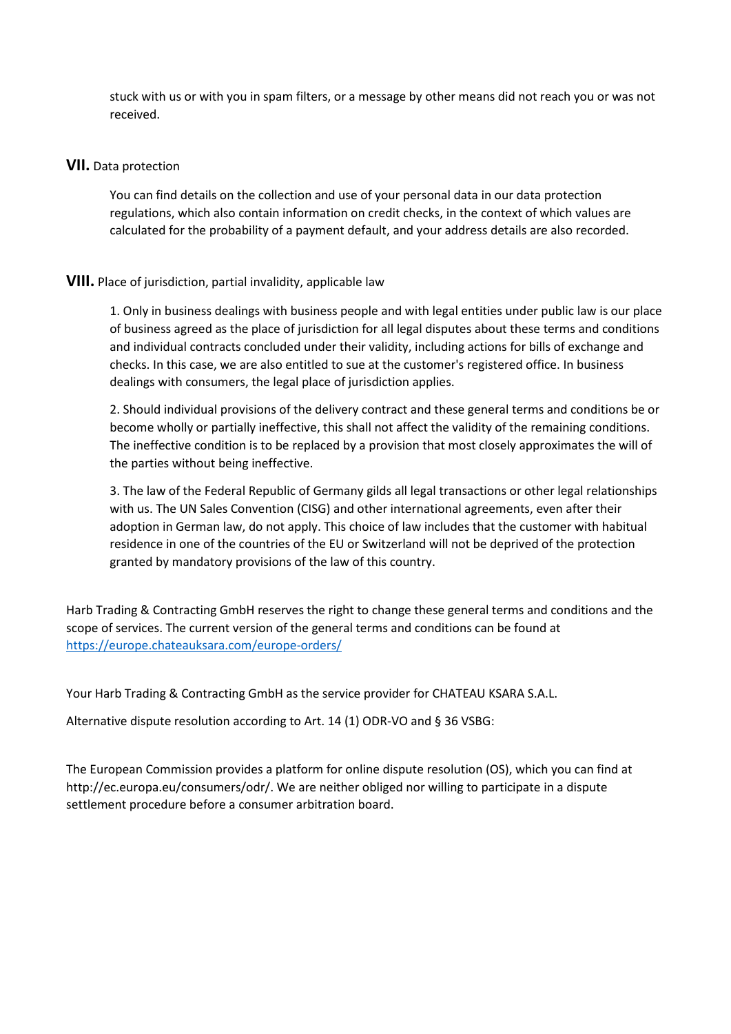stuck with us or with you in spam filters, or a message by other means did not reach you or was not received.

## VII. Data protection

You can find details on the collection and use of your personal data in our data protection regulations, which also contain information on credit checks, in the context of which values are calculated for the probability of a payment default, and your address details are also recorded.

## VIII. Place of jurisdiction, partial invalidity, applicable law

1. Only in business dealings with business people and with legal entities under public law is our place of business agreed as the place of jurisdiction for all legal disputes about these terms and conditions and individual contracts concluded under their validity, including actions for bills of exchange and checks. In this case, we are also entitled to sue at the customer's registered office. In business dealings with consumers, the legal place of jurisdiction applies.

2. Should individual provisions of the delivery contract and these general terms and conditions be or become wholly or partially ineffective, this shall not affect the validity of the remaining conditions. The ineffective condition is to be replaced by a provision that most closely approximates the will of the parties without being ineffective.

3. The law of the Federal Republic of Germany gilds all legal transactions or other legal relationships with us. The UN Sales Convention (CISG) and other international agreements, even after their adoption in German law, do not apply. This choice of law includes that the customer with habitual residence in one of the countries of the EU or Switzerland will not be deprived of the protection granted by mandatory provisions of the law of this country.

Harb Trading & Contracting GmbH reserves the right to change these general terms and conditions and the scope of services. The current version of the general terms and conditions can be found at [https://europe.chateauksara.com/europe-orders/](https://europe.chateauksara.com/europe-orders/)

Your Harb Trading & Contracting GmbH as the service provider for CHATEAU KSARA S.A.L.

Alternative dispute resolution according to Art. 14 (1) ODR-VO and § 36 VSBG:

The European Commission provides a platform for online dispute resolution (OS), which you can find at http://ec.europa.eu/consumers/odr/. We are neither obliged nor willing to participate in a dispute settlement procedure before a consumer arbitration board.